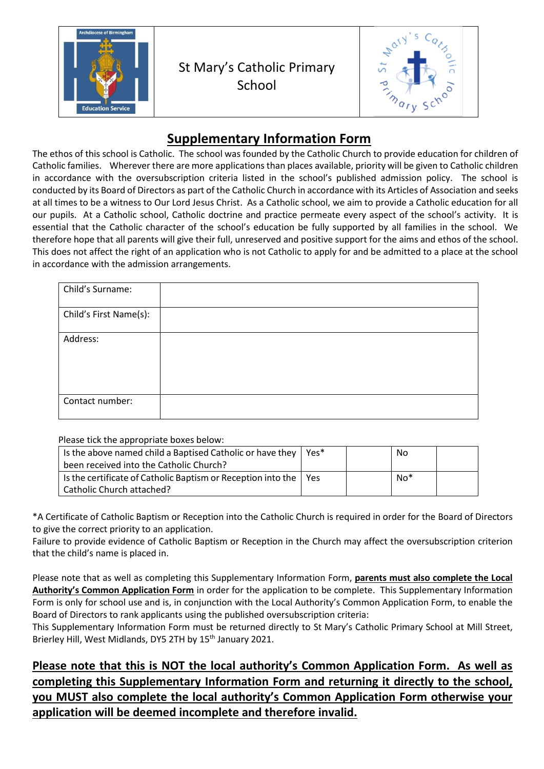St Mary's Catholic Primary School

# Supplementary Information Form

The ethos of this school is Catholic. The school was founded by the Catholic Church to provide education for children of Catholic families. Wherever there are more applications than places available, priority will be given to Catholic children in accordance with the oversubscription criteria listed in the school's published admission policy. The school is conducted by its Board of Directors as part of the Catholic Church in accordance with its Articles of Association and seeks at all times to be a witness to Our Lord Jesus Christ. As a Catholic school, we aim to provide a Catholic education for all our pupils. At a Catholic school, Catholic doctrine and practice permeate every aspect of the school's activity. It is essential that the Catholic character of the school's education be fully supported by all families in the school. We therefore hope that all parents will give their full, unreserved and positive support for the aims and ethos of the school. This does not affect the right of an application who is not Catholic to apply for and be admitted to a place at the school in accordance with the admission arrangements.

| Child's Surname: | |
|---|---|
| Child's First Name(s): | |
| Address: | |
| Contact number: | |

Please tick the appropriate boxes below:

| | | | | |
|---|---|---|---|---|
| Is the above named child a Baptised Catholic or have they been received into the Catholic Church? | Yes* | | No | |
| Is the certificate of Catholic Baptism or Reception into the Catholic Church attached? | Yes | | No* | |

*A Certificate of Catholic Baptism or Reception into the Catholic Church is required in order for the Board of Directors to give the correct priority to an application.

Failure to provide evidence of Catholic Baptism or Reception in the Church may affect the oversubscription criterion that the child's name is placed in.

Please note that as well as completing this Supplementary Information Form, **parents must also complete the Local Authority's Common Application Form** in order for the application to be complete. This Supplementary Information Form is only for school use and is, in conjunction with the Local Authority's Common Application Form, to enable the Board of Directors to rank applicants using the published oversubscription criteria:

This Supplementary Information Form must be returned directly to St Mary's Catholic Primary School at Mill Street, Brierley Hill, West Midlands, DY5 2TH by 15th January 2021.

**Please note that this is NOT the local authority's Common Application Form. As well as completing this Supplementary Information Form and returning it directly to the school, you MUST also complete the local authority's Common Application Form otherwise your application will be deemed incomplete and therefore invalid.**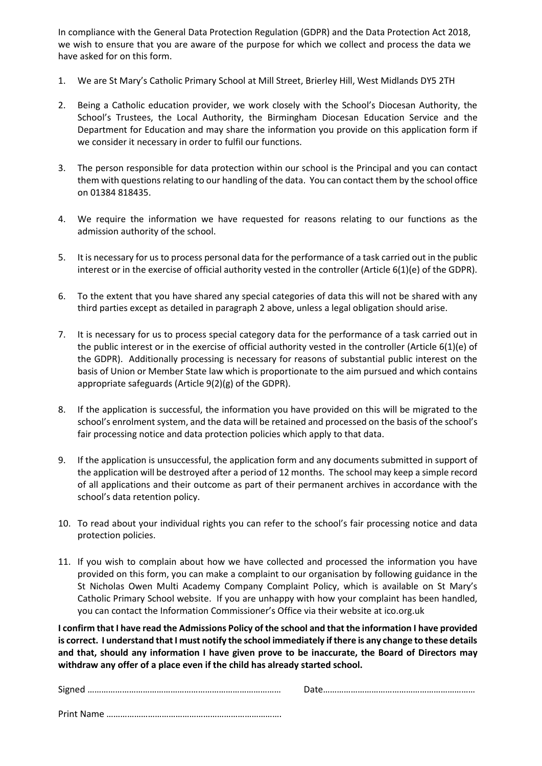In compliance with the General Data Protection Regulation (GDPR) and the Data Protection Act 2018, we wish to ensure that you are aware of the purpose for which we collect and process the data we have asked for on this form.

1. We are St Mary's Catholic Primary School at Mill Street, Brierley Hill, West Midlands DY5 2TH

2. Being a Catholic education provider, we work closely with the School's Diocesan Authority, the School's Trustees, the Local Authority, the Birmingham Diocesan Education Service and the Department for Education and may share the information you provide on this application form if we consider it necessary in order to fulfil our functions.

3. The person responsible for data protection within our school is the Principal and you can contact them with questions relating to our handling of the data. You can contact them by the school office on 01384 818435.

4. We require the information we have requested for reasons relating to our functions as the admission authority of the school.

5. It is necessary for us to process personal data for the performance of a task carried out in the public interest or in the exercise of official authority vested in the controller (Article 6(1)(e) of the GDPR).

6. To the extent that you have shared any special categories of data this will not be shared with any third parties except as detailed in paragraph 2 above, unless a legal obligation should arise.

7. It is necessary for us to process special category data for the performance of a task carried out in the public interest or in the exercise of official authority vested in the controller (Article 6(1)(e) of the GDPR). Additionally processing is necessary for reasons of substantial public interest on the basis of Union or Member State law which is proportionate to the aim pursued and which contains appropriate safeguards (Article 9(2)(g) of the GDPR).

8. If the application is successful, the information you have provided on this will be migrated to the school's enrolment system, and the data will be retained and processed on the basis of the school's fair processing notice and data protection policies which apply to that data.

9. If the application is unsuccessful, the application form and any documents submitted in support of the application will be destroyed after a period of 12 months. The school may keep a simple record of all applications and their outcome as part of their permanent archives in accordance with the school's data retention policy.

10. To read about your individual rights you can refer to the school's fair processing notice and data protection policies.

11. If you wish to complain about how we have collected and processed the information you have provided on this form, you can make a complaint to our organisation by following guidance in the St Nicholas Owen Multi Academy Company Complaint Policy, which is available on St Mary's Catholic Primary School website. If you are unhappy with how your complaint has been handled, you can contact the Information Commissioner's Office via their website at ico.org.uk

**I confirm that I have read the Admissions Policy of the school and that the information I have provided is correct. I understand that I must notify the school immediately if there is any change to these details and that, should any information I have given prove to be inaccurate, the Board of Directors may withdraw any offer of a place even if the child has already started school.**

Signed ………………………………………………………………………… Date…………………………………………………………

Print Name ……………………………………………………………….